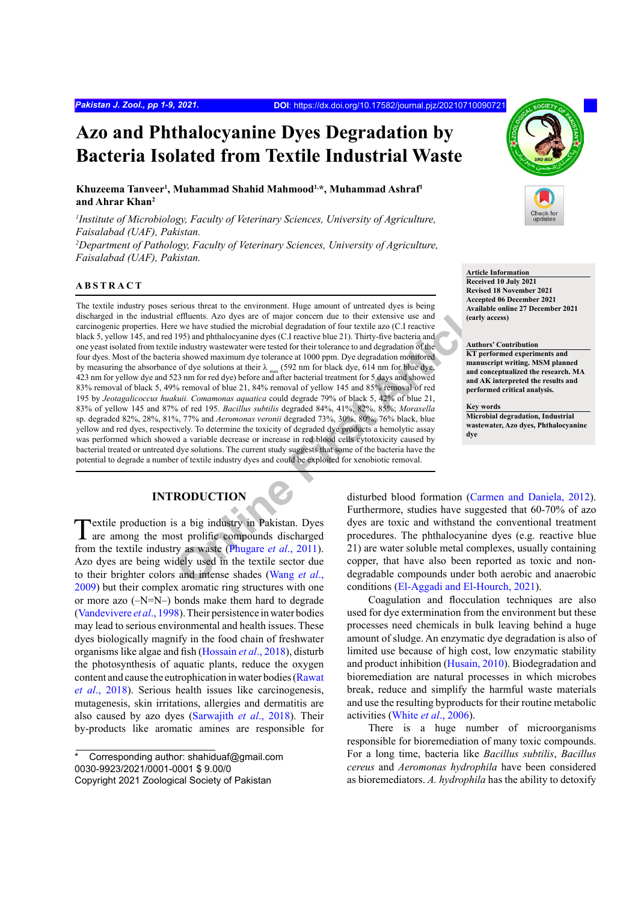# Azo and Phthalocyanine Dyes Degradation by Bacteria Isolated from Textile Industrial Waste

**Khuzeema Tanveer[1], Muhammad Shahid Mahmood[1,*], Muhammad Ashraf[1] and Ahrar Khan[2]**

[1]*Institute of Microbiology, Faculty of Veterinary Sciences, University of Agriculture, Faisalabad (UAF), Pakistan.*
[2]*Department of Pathology, Faculty of Veterinary Sciences, University of Agriculture, Faisalabad (UAF), Pakistan.*

## ABSTRACT

The textile industry poses serious threat to the environment. Huge amount of untreated dyes is being discharged in the industrial effluents. Azo dyes are of major concern due to their extensive use and carcinogenic properties. Here we have studied the microbial degradation of four textile azo (C.I reactive black 5, yellow 145, and red 195) and phthalocyanine dyes (C.I reactive blue 21). Thirty-five bacteria and one yeast isolated from textile industry wastewater were tested for their tolerance to and degradation of the four dyes. Most of the bacteria showed maximum dye tolerance at 1000 ppm. Dye degradation monitored by measuring the absorbance of dye solutions at their $\lambda_{max}$ (592 nm for black dye, 614 nm for blue dye, 423 nm for yellow dye and 523 nm for red dye) before and after bacterial treatment for 5 days and showed 83% removal of black 5, 49% removal of blue 21, 84% removal of yellow 145 and 85% removal of red 195 by *Jeotagalicoccus huakuii*. *Comamonas aquatica* could degrade 79% of black 5, 42% of blue 21, 83% of yellow 145 and 87% of red 195. *Bacillus subtilis* degraded 84%, 41%, 82%, 85%; *Moraxella* sp. degraded 82%, 28%, 81%, 77% and *Aeromonas veronii* degraded 73%, 30%, 80%, 76% black, blue yellow and red dyes, respectively. To determine the toxicity of degraded dye products a hemolytic assay was performed which showed a variable decrease or increase in red blood cells cytotoxicity caused by bacterial treated or untreated dye solutions. The current study suggests that some of the bacteria have the potential to degrade a number of textile industry dyes and could be exploited for xenobiotic removal.

**Article Information**
Received 10 July 2021
Revised 18 November 2021
Accepted 06 December 2021
Available online 27 December 2021 (early access)

**Authors' Contribution**
KT performed experiments and manuscript writing. MSM planned and conceptualized the research. MA and AK interpreted the results and performed critical analysis.

**Key words**
Microbial degradation, Industrial wastewater, Azo dyes, Phthalocyanine dye

## INTRODUCTION

Textile production is a big industry in Pakistan. Dyes are among the most prolific compounds discharged from the textile industry as waste (Phugare *et al*., 2011). Azo dyes are being widely used in the textile sector due to their brighter colors and intense shades (Wang *et al*., 2009) but their complex aromatic ring structures with one or more azo (–N=N–) bonds make them hard to degrade (Vandevivere *et al*., 1998). Their persistence in water bodies may lead to serious environmental and health issues. These dyes biologically magnify in the food chain of freshwater organisms like algae and fish (Hossain *et al*., 2018), disturb the photosynthesis of aquatic plants, reduce the oxygen content and cause the eutrophication in water bodies (Rawat *et al*., 2018). Serious health issues like carcinogenesis, mutagenesis, skin irritations, allergies and dermatitis are also caused by azo dyes (Sarwajith *et al*., 2018). Their by-products like aromatic amines are responsible for disturbed blood formation (Carmen and Daniela, 2012). Furthermore, studies have suggested that 60-70% of azo dyes are toxic and withstand the conventional treatment procedures. The phthalocyanine dyes (e.g. reactive blue 21) are water soluble metal complexes, usually containing copper, that have also been reported as toxic and non-degradable compounds under both aerobic and anaerobic conditions (El-Aggadi and El-Hourch, 2021).

Coagulation and flocculation techniques are also used for dye extermination from the environment but these processes need chemicals in bulk leaving behind a huge amount of sludge. An enzymatic dye degradation is also of limited use because of high cost, low enzymatic stability and product inhibition (Husain, 2010). Biodegradation and bioremediation are natural processes in which microbes break, reduce and simplify the harmful waste materials and use the resulting byproducts for their routine metabolic activities (White *et al*., 2006).

There is a huge number of microorganisms responsible for bioremediation of many toxic compounds. For a long time, bacteria like *Bacillus subtilis*, *Bacillus cereus* and *Aeromonas hydrophila* have been considered as bioremediators. *A. hydrophila* has the ability to detoxify

\* Corresponding author: shahiduaf@gmail.com
0030-9923/2021/0001-0001 $ 9.00/0
Copyright 2021 Zoological Society of Pakistan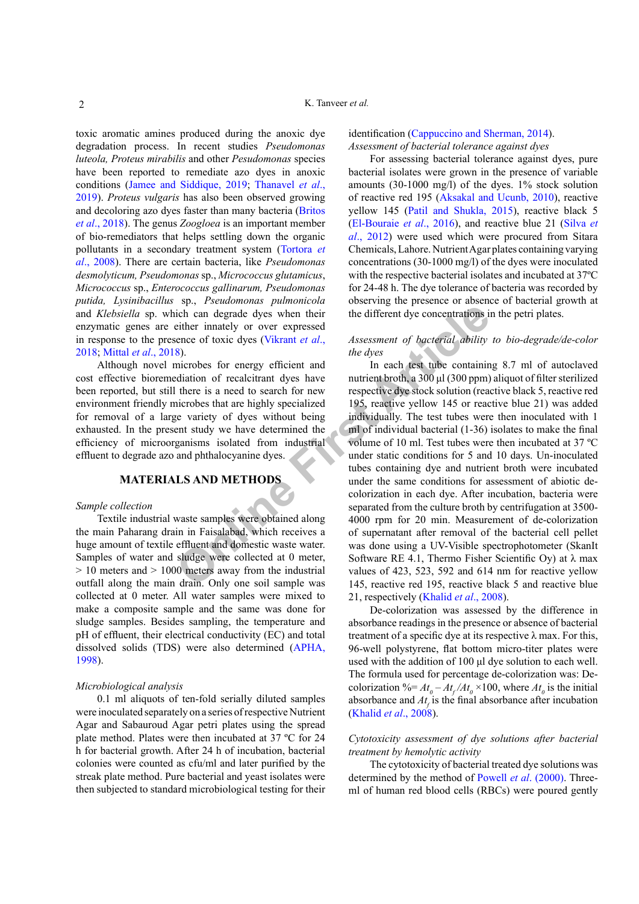toxic aromatic amines produced during the anoxic dye degradation process. In recent studies *Pseudomonas luteola, Proteus mirabilis* and other *Pesudomonas* species have been reported to remediate azo dyes in anoxic conditions (Jamee and Siddique, 2019; Thanavel *et al.*, 2019). *Proteus vulgaris* has also been observed growing and decoloring azo dyes faster than many bacteria (Britos *et al.*, 2018). The genus *Zoogloea* is an important member of bio-remediators that helps settling down the organic pollutants in a secondary treatment system (Tortora *et al.*, 2008). There are certain bacteria, like *Pseudomonas desmolyticum, Pseudomonas* sp., *Micrococcus glutamicus*, *Micrococcus* sp., *Enterococcus gallinarum, Pseudomonas putida, Lysinibacillus* sp., *Pseudomonas pulmonicola* and *Klebsiella* sp. which can degrade dyes when their enzymatic genes are either innately or over expressed in response to the presence of toxic dyes (Vikrant *et al.*, 2018; Mittal *et al.*, 2018).

Although novel microbes for energy efficient and cost effective bioremediation of recalcitrant dyes have been reported, but still there is a need to search for new environment friendly microbes that are highly specialized for removal of a large variety of dyes without being exhausted. In the present study we have determined the efficiency of microorganisms isolated from industrial effluent to degrade azo and phthalocyanine dyes.

## MATERIALS AND METHODS

*Sample collection*

Textile industrial waste samples were obtained along the main Paharang drain in Faisalabad, which receives a huge amount of textile effluent and domestic waste water. Samples of water and sludge were collected at 0 meter, > 10 meters and > 1000 meters away from the industrial outfall along the main drain. Only one soil sample was collected at 0 meter. All water samples were mixed to make a composite sample and the same was done for sludge samples. Besides sampling, the temperature and pH of effluent, their electrical conductivity (EC) and total dissolved solids (TDS) were also determined (APHA, 1998).

*Microbiological analysis*

0.1 ml aliquots of ten-fold serially diluted samples were inoculated separately on a series of respective Nutrient Agar and Sabauroud Agar petri plates using the spread plate method. Plates were then incubated at 37 ºC for 24 h for bacterial growth. After 24 h of incubation, bacterial colonies were counted as cfu/ml and later purified by the streak plate method. Pure bacterial and yeast isolates were then subjected to standard microbiological testing for their identification (Cappuccino and Sherman, 2014).

*Assessment of bacterial tolerance against dyes*

For assessing bacterial tolerance against dyes, pure bacterial isolates were grown in the presence of variable amounts (30-1000 mg/l) of the dyes. 1% stock solution of reactive red 195 (Aksakal and Ucunb, 2010), reactive yellow 145 (Patil and Shukla, 2015), reactive black 5 (El-Bouraie *et al.*, 2016), and reactive blue 21 (Silva *et al.*, 2012) were used which were procured from Sitara Chemicals, Lahore. Nutrient Agar plates containing varying concentrations (30-1000 mg/l) of the dyes were inoculated with the respective bacterial isolates and incubated at 37ºC for 24-48 h. The dye tolerance of bacteria was recorded by observing the presence or absence of bacterial growth at the different dye concentrations in the petri plates.

*Assessment of bacterial ability to bio-degrade/de-color the dyes*

In each test tube containing 8.7 ml of autoclaved nutrient broth, a 300 µl (300 ppm) aliquot of filter sterilized respective dye stock solution (reactive black 5, reactive red 195, reactive yellow 145 or reactive blue 21) was added individually. The test tubes were then inoculated with 1 ml of individual bacterial (1-36) isolates to make the final volume of 10 ml. Test tubes were then incubated at 37 ºC under static conditions for 5 and 10 days. Un-inoculated tubes containing dye and nutrient broth were incubated under the same conditions for assessment of abiotic de-colorization in each dye. After incubation, bacteria were separated from the culture broth by centrifugation at 3500-4000 rpm for 20 min. Measurement of de-colorization of supernatant after removal of the bacterial cell pellet was done using a UV-Visible spectrophotometer (SkanIt Software RE 4.1, Thermo Fisher Scientific Oy) at λ max values of 423, 523, 592 and 614 nm for reactive yellow 145, reactive red 195, reactive black 5 and reactive blue 21, respectively (Khalid *et al*., 2008).

De-colorization was assessed by the difference in absorbance readings in the presence or absence of bacterial treatment of a specific dye at its respective λ max. For this, 96-well polystyrene, flat bottom micro-titer plates were used with the addition of 100 µl dye solution to each well. The formula used for percentage de-colorization was: De-colorization %= $At_0 - At_f / At_0 \times 100$, where $At_0$ is the initial absorbance and $At_f$ is the final absorbance after incubation (Khalid *et al*., 2008).

*Cytotoxicity assessment of dye solutions after bacterial treatment by hemolytic activity*

The cytotoxicity of bacterial treated dye solutions was determined by the method of Powell *et al*. (2000). Three-ml of human red blood cells (RBCs) were poured gently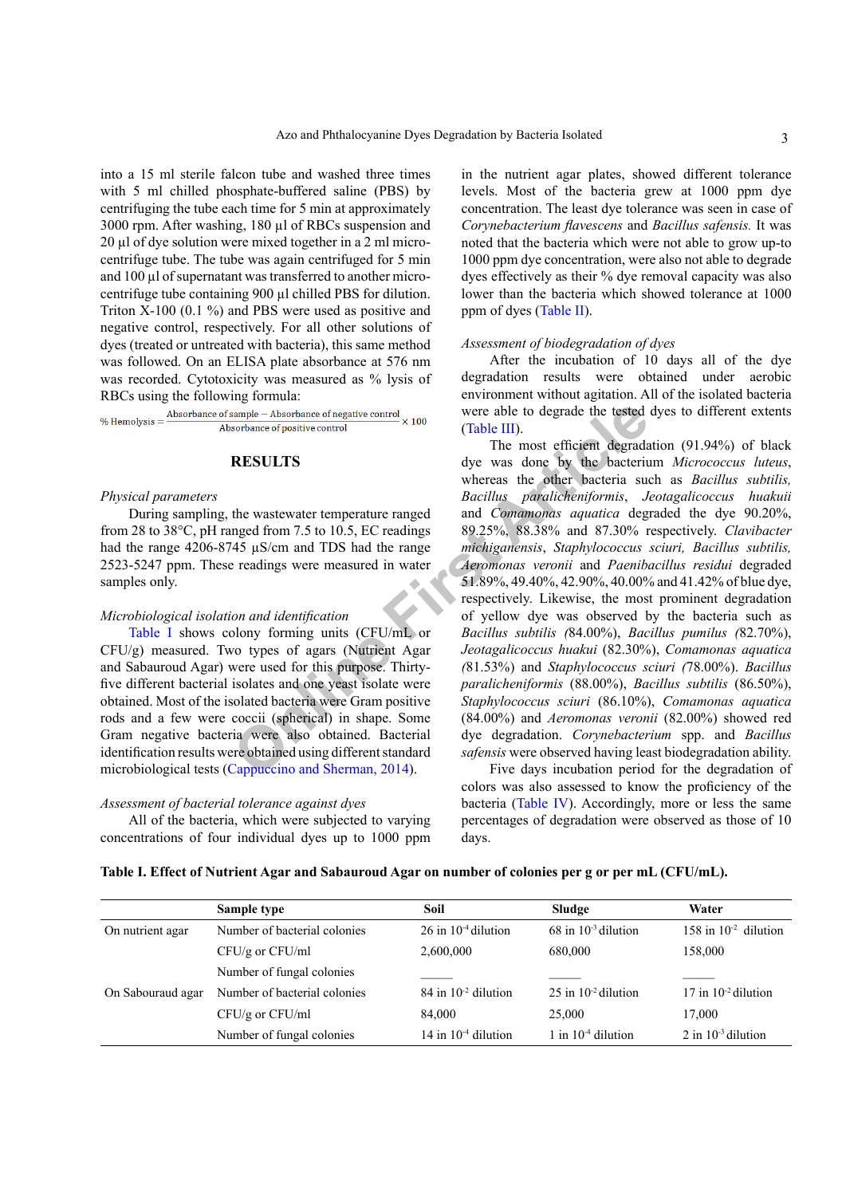into a 15 ml sterile falcon tube and washed three times with 5 ml chilled phosphate-buffered saline (PBS) by centrifuging the tube each time for 5 min at approximately 3000 rpm. After washing, 180 µl of RBCs suspension and 20 µl of dye solution were mixed together in a 2 ml micro-centrifuge tube. The tube was again centrifuged for 5 min and 100 µl of supernatant was transferred to another micro-centrifuge tube containing 900 µl chilled PBS for dilution. Triton X-100 (0.1 %) and PBS were used as positive and negative control, respectively. For all other solutions of dyes (treated or untreated with bacteria), this same method was followed. On an ELISA plate absorbance at 576 nm was recorded. Cytotoxicity was measured as % lysis of RBCs using the following formula:

$$\% \text{ Hemolysis} = \frac{\text{Absorbance of sample} - \text{Absorbance of negative control}}{\text{Absorbance of positive control}} \times 100$$

## RESULTS

### *Physical parameters*

During sampling, the wastewater temperature ranged from 28 to 38°C, pH ranged from 7.5 to 10.5, EC readings had the range 4206-8745 µS/cm and TDS had the range 2523-5247 ppm. These readings were measured in water samples only.

### *Microbiological isolation and identification*

Table I shows colony forming units (CFU/mL or CFU/g) measured. Two types of agars (Nutrient Agar and Sabauroud Agar) were used for this purpose. Thirty-five different bacterial isolates and one yeast isolate were obtained. Most of the isolated bacteria were Gram positive rods and a few were coccii (spherical) in shape. Some Gram negative bacteria were also obtained. Bacterial identification results were obtained using different standard microbiological tests (Cappuccino and Sherman, 2014).

### *Assessment of bacterial tolerance against dyes*

All of the bacteria, which were subjected to varying concentrations of four individual dyes up to 1000 ppm in the nutrient agar plates, showed different tolerance levels. Most of the bacteria grew at 1000 ppm dye concentration. The least dye tolerance was seen in case of *Corynebacterium flavescens* and *Bacillus safensis.* It was noted that the bacteria which were not able to grow up-to 1000 ppm dye concentration, were also not able to degrade dyes effectively as their % dye removal capacity was also lower than the bacteria which showed tolerance at 1000 ppm of dyes (Table II).

### *Assessment of biodegradation of dyes*

After the incubation of 10 days all of the dye degradation results were obtained under aerobic environment without agitation. All of the isolated bacteria were able to degrade the tested dyes to different extents (Table III).

The most efficient degradation (91.94%) of black dye was done by the bacterium *Micrococcus luteus*, whereas the other bacteria such as *Bacillus subtilis, Bacillus paralicheniformis*, *Jeotagalicoccus huakuii* and *Comamonas aquatica* degraded the dye 90.20%, 89.25%, 88.38% and 87.30% respectively. *Clavibacter michiganensis*, *Staphylococcus sciuri, Bacillus subtilis, Aeromonas veronii* and *Paenibacillus residui* degraded 51.89%, 49.40%, 42.90%, 40.00% and 41.42% of blue dye, respectively. Likewise, the most prominent degradation of yellow dye was observed by the bacteria such as *Bacillus subtilis (*84.00%), *Bacillus pumilus (*82.70%), *Jeotagalicoccus huakui* (82.30%), *Comamonas aquatica (*81.53%) and *Staphylococcus sciuri (*78.00%). *Bacillus paralicheniformis* (88.00%), *Bacillus subtilis* (86.50%), *Staphylococcus sciuri* (86.10%), *Comamonas aquatica* (84.00%) and *Aeromonas veronii* (82.00%) showed red dye degradation. *Corynebacterium* spp. and *Bacillus safensis* were observed having least biodegradation ability.

Five days incubation period for the degradation of colors was also assessed to know the proficiency of the bacteria (Table IV). Accordingly, more or less the same percentages of degradation were observed as those of 10 days.

**Table I. Effect of Nutrient Agar and Sabauroud Agar on number of colonies per g or per mL (CFU/mL).**

| | Sample type | Soil | Sludge | Water |
|---|---|---|---|---|
| On nutrient agar | Number of bacterial colonies | 26 in $10^{-4}$ dilution | 68 in $10^{-3}$ dilution | 158 in $10^{-2}$ dilution |
| | CFU/g or CFU/ml | 2,600,000 | 680,000 | 158,000 |
| | Number of fungal colonies | _____ | _____ | _____ |
| On Sabouraud agar | Number of bacterial colonies | 84 in $10^{-2}$ dilution | 25 in $10^{-2}$ dilution | 17 in $10^{-2}$ dilution |
| | CFU/g or CFU/ml | 84,000 | 25,000 | 17,000 |
| | Number of fungal colonies | 14 in $10^{-4}$ dilution | 1 in $10^{-4}$ dilution | 2 in $10^{-3}$ dilution |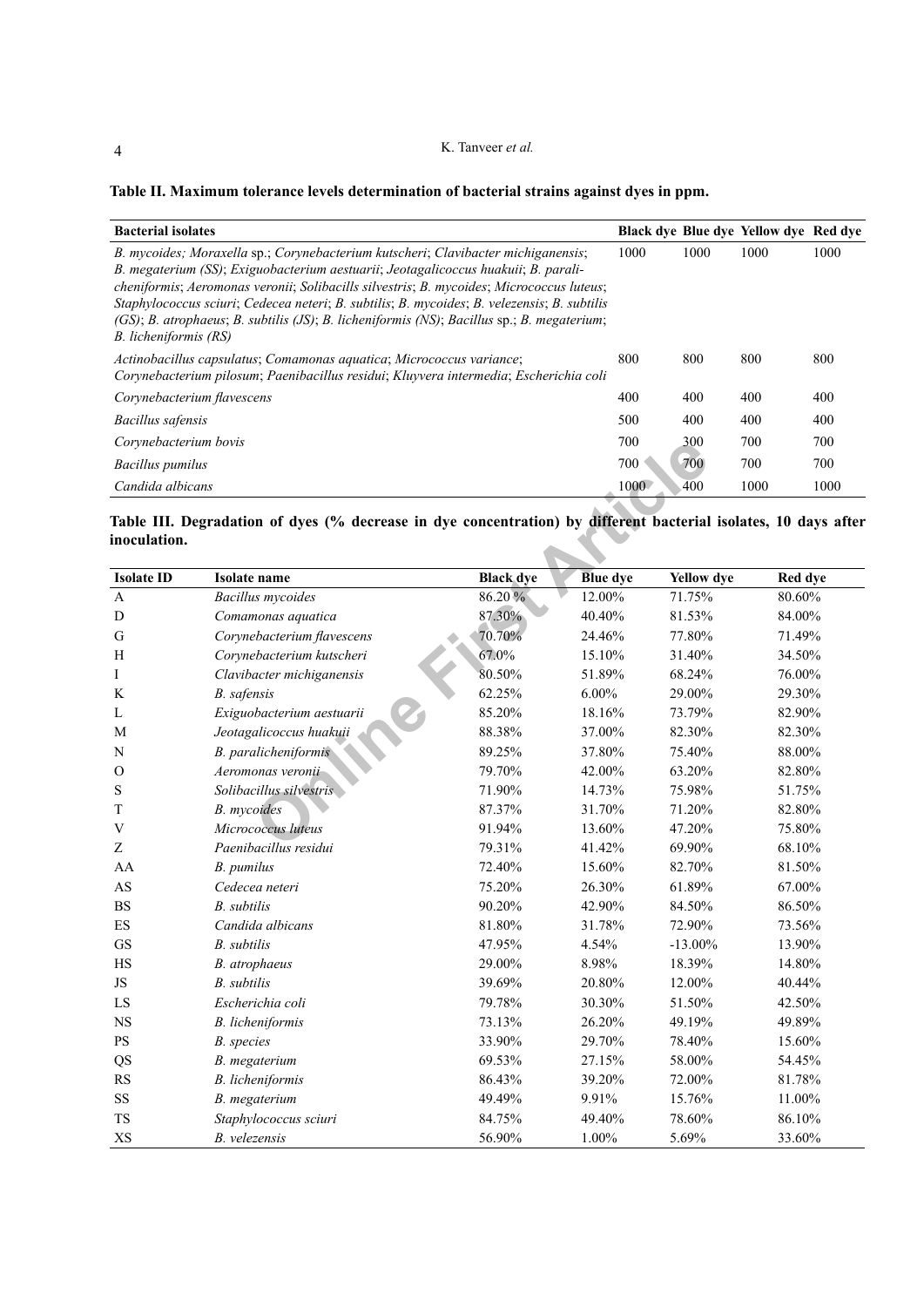**Table II. Maximum tolerance levels determination of bacterial strains against dyes in ppm.**

| Bacterial isolates | Black dye | Blue dye | Yellow dye | Red dye |
|---|---|---|---|---|
| *B. mycoides; Moraxella* sp.; *Corynebacterium kutscheri*; *Clavibacter michiganensis*; *B. megaterium (SS)*; *Exiguobacterium aestuarii*; *Jeotagalicoccus huakuii*; *B. paralicheniformis*; *Aeromonas veronii*; *Solibacills silvestris*; *B. mycoides*; *Micrococcus luteus*; *Staphylococcus sciuri*; *Cedecea neteri*; *B. subtilis*; *B. mycoides*; *B. velezensis*; *B. subtilis (GS)*; *B. atrophaeus*; *B. subtilis (JS)*; *B. licheniformis (NS)*; *Bacillus* sp.; *B. megaterium*; *B. licheniformis (RS)* | 1000 | 1000 | 1000 | 1000 |
| *Actinobacillus capsulatus*; *Comamonas aquatica*; *Micrococcus variance*; *Corynebacterium pilosum*; *Paenibacillus residui*; *Kluyvera intermedia*; *Escherichia coli* | 800 | 800 | 800 | 800 |
| *Corynebacterium flavescens* | 400 | 400 | 400 | 400 |
| *Bacillus safensis* | 500 | 400 | 400 | 400 |
| *Corynebacterium bovis* | 700 | 300 | 700 | 700 |
| *Bacillus pumilus* | 700 | 700 | 700 | 700 |
| *Candida albicans* | 1000 | 400 | 1000 | 1000 |

**Table III. Degradation of dyes (% decrease in dye concentration) by different bacterial isolates, 10 days after inoculation.**

| Isolate ID | Isolate name | Black dye | Blue dye | Yellow dye | Red dye |
|---|---|---|---|---|---|
| A | *Bacillus mycoides* | 86.20 % | 12.00% | 71.75% | 80.60% |
| D | *Comamonas aquatica* | 87.30% | 40.40% | 81.53% | 84.00% |
| G | *Corynebacterium flavescens* | 70.70% | 24.46% | 77.80% | 71.49% |
| H | *Corynebacterium kutscheri* | 67.0% | 15.10% | 31.40% | 34.50% |
| I | *Clavibacter michiganensis* | 80.50% | 51.89% | 68.24% | 76.00% |
| K | *B. safensis* | 62.25% | 6.00% | 29.00% | 29.30% |
| L | *Exiguobacterium aestuarii* | 85.20% | 18.16% | 73.79% | 82.90% |
| M | *Jeotagalicoccus huakuii* | 88.38% | 37.00% | 82.30% | 82.30% |
| N | *B. paralicheniformis* | 89.25% | 37.80% | 75.40% | 88.00% |
| O | *Aeromonas veronii* | 79.70% | 42.00% | 63.20% | 82.80% |
| S | *Solibacillus silvestris* | 71.90% | 14.73% | 75.98% | 51.75% |
| T | *B. mycoides* | 87.37% | 31.70% | 71.20% | 82.80% |
| V | *Micrococcus luteus* | 91.94% | 13.60% | 47.20% | 75.80% |
| Z | *Paenibacillus residui* | 79.31% | 41.42% | 69.90% | 68.10% |
| AA | *B. pumilus* | 72.40% | 15.60% | 82.70% | 81.50% |
| AS | *Cedecea neteri* | 75.20% | 26.30% | 61.89% | 67.00% |
| BS | *B. subtilis* | 90.20% | 42.90% | 84.50% | 86.50% |
| ES | *Candida albicans* | 81.80% | 31.78% | 72.90% | 73.56% |
| GS | *B. subtilis* | 47.95% | 4.54% | -13.00% | 13.90% |
| HS | *B. atrophaeus* | 29.00% | 8.98% | 18.39% | 14.80% |
| JS | *B. subtilis* | 39.69% | 20.80% | 12.00% | 40.44% |
| LS | *Escherichia coli* | 79.78% | 30.30% | 51.50% | 42.50% |
| NS | *B. licheniformis* | 73.13% | 26.20% | 49.19% | 49.89% |
| PS | *B. species* | 33.90% | 29.70% | 78.40% | 15.60% |
| QS | *B. megaterium* | 69.53% | 27.15% | 58.00% | 54.45% |
| RS | *B. licheniformis* | 86.43% | 39.20% | 72.00% | 81.78% |
| SS | *B. megaterium* | 49.49% | 9.91% | 15.76% | 11.00% |
| TS | *Staphylococcus sciuri* | 84.75% | 49.40% | 78.60% | 86.10% |
| XS | *B. velezensis* | 56.90% | 1.00% | 5.69% | 33.60% |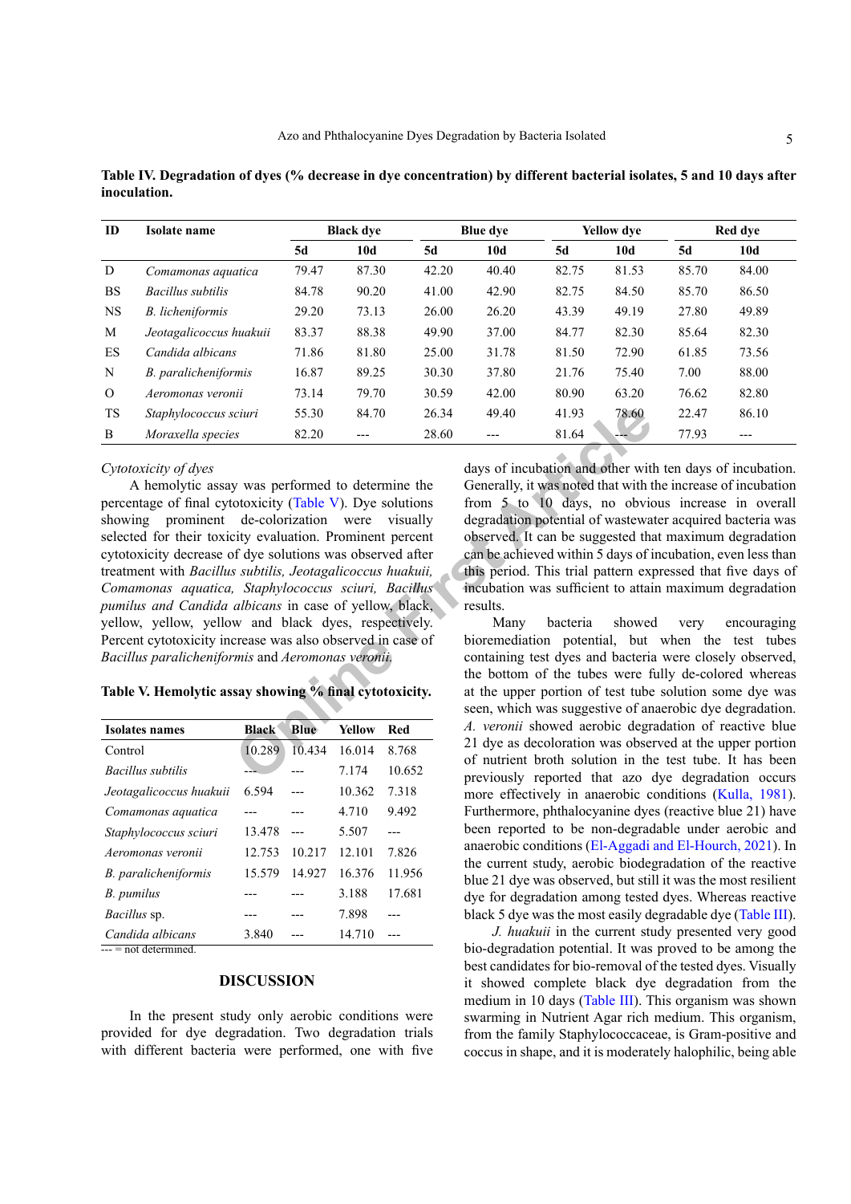**Table IV. Degradation of dyes (% decrease in dye concentration) by different bacterial isolates, 5 and 10 days after inoculation.**

| ID | Isolate name | Black dye | | Blue dye | | Yellow dye | | Red dye | |
|---|---|---|---|---|---|---|---|---|---|
| | | 5d | 10d | 5d | 10d | 5d | 10d | 5d | 10d |
| D | *Comamonas aquatica* | 79.47 | 87.30 | 42.20 | 40.40 | 82.75 | 81.53 | 85.70 | 84.00 |
| BS | *Bacillus subtilis* | 84.78 | 90.20 | 41.00 | 42.90 | 82.75 | 84.50 | 85.70 | 86.50 |
| NS | *B. licheniformis* | 29.20 | 73.13 | 26.00 | 26.20 | 43.39 | 49.19 | 27.80 | 49.89 |
| M | *Jeotagalicoccus huakuii* | 83.37 | 88.38 | 49.90 | 37.00 | 84.77 | 82.30 | 85.64 | 82.30 |
| ES | *Candida albicans* | 71.86 | 81.80 | 25.00 | 31.78 | 81.50 | 72.90 | 61.85 | 73.56 |
| N | *B. paralicheniformis* | 16.87 | 89.25 | 30.30 | 37.80 | 21.76 | 75.40 | 7.00 | 88.00 |
| O | *Aeromonas veronii* | 73.14 | 79.70 | 30.59 | 42.00 | 80.90 | 63.20 | 76.62 | 82.80 |
| TS | *Staphylococcus sciuri* | 55.30 | 84.70 | 26.34 | 49.40 | 41.93 | 78.60 | 22.47 | 86.10 |
| B | *Moraxella species* | 82.20 | --- | 28.60 | --- | 81.64 | --- | 77.93 | --- |

*Cytotoxicity of dyes*

A hemolytic assay was performed to determine the percentage of final cytotoxicity (Table V). Dye solutions showing prominent de-colorization were visually selected for their toxicity evaluation. Prominent percent cytotoxicity decrease of dye solutions was observed after treatment with *Bacillus subtilis, Jeotagalicoccus huakuii, Comamonas aquatica, Staphylococcus sciuri, Bacillus pumilus and Candida albicans* in case of yellow, black, yellow, yellow, yellow and black dyes, respectively. Percent cytotoxicity increase was also observed in case of *Bacillus paralicheniformis* and *Aeromonas veronii.*

**Table V. Hemolytic assay showing % final cytotoxicity.**

| Isolates names | Black | Blue | Yellow | Red |
|---|---|---|---|---|
| Control | 10.289 | 10.434 | 16.014 | 8.768 |
| *Bacillus subtilis* | --- | --- | 7.174 | 10.652 |
| *Jeotagalicoccus huakuii* | 6.594 | --- | 10.362 | 7.318 |
| *Comamonas aquatica* | --- | --- | 4.710 | 9.492 |
| *Staphylococcus sciuri* | 13.478 | --- | 5.507 | --- |
| *Aeromonas veronii* | 12.753 | 10.217 | 12.101 | 7.826 |
| *B. paralicheniformis* | 15.579 | 14.927 | 16.376 | 11.956 |
| *B. pumilus* | --- | --- | 3.188 | 17.681 |
| *Bacillus* sp. | --- | --- | 7.898 | --- |
| *Candida albicans* | 3.840 | --- | 14.710 | --- |

--- = not determined.

## DISCUSSION

In the present study only aerobic conditions were provided for dye degradation. Two degradation trials with different bacteria were performed, one with five days of incubation and other with ten days of incubation. Generally, it was noted that with the increase of incubation from 5 to 10 days, no obvious increase in overall degradation potential of wastewater acquired bacteria was observed. It can be suggested that maximum degradation can be achieved within 5 days of incubation, even less than this period. This trial pattern expressed that five days of incubation was sufficient to attain maximum degradation results.

Many bacteria showed very encouraging bioremediation potential, but when the test tubes containing test dyes and bacteria were closely observed, the bottom of the tubes were fully de-colored whereas at the upper portion of test tube solution some dye was seen, which was suggestive of anaerobic dye degradation. *A. veronii* showed aerobic degradation of reactive blue 21 dye as decoloration was observed at the upper portion of nutrient broth solution in the test tube. It has been previously reported that azo dye degradation occurs more effectively in anaerobic conditions (Kulla, 1981). Furthermore, phthalocyanine dyes (reactive blue 21) have been reported to be non-degradable under aerobic and anaerobic conditions (El-Aggadi and El-Hourch, 2021). In the current study, aerobic biodegradation of the reactive blue 21 dye was observed, but still it was the most resistant dye for degradation among tested dyes. Whereas reactive black 5 dye was the most easily degradable dye (Table III).

*J. huakuii* in the current study presented very good bio-degradation potential. It was proved to be among the best candidates for bio-removal of the tested dyes. Visually it showed complete black dye degradation from the medium in 10 days (Table III). This organism was shown swarming in Nutrient Agar rich medium. This organism, from the family Staphylococcaceae, is Gram-positive and coccus in shape, and it is moderately halophilic, being able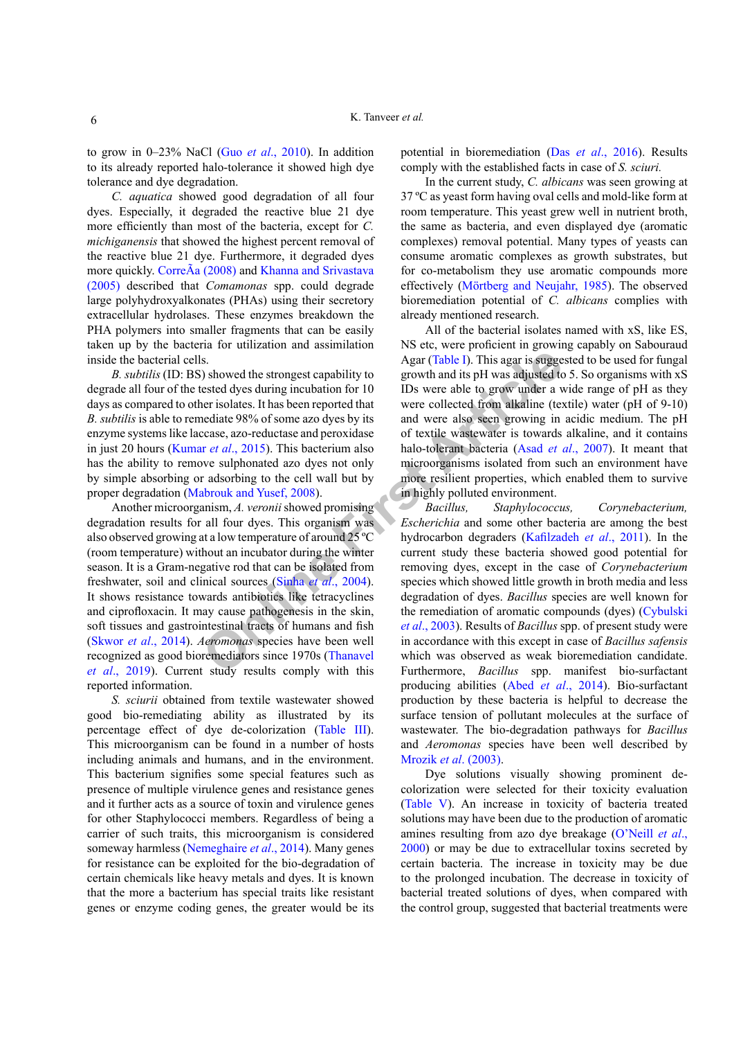to grow in 0–23% NaCl (Guo *et al*., 2010). In addition to its already reported halo-tolerance it showed high dye tolerance and dye degradation.

*C. aquatica* showed good degradation of all four dyes. Especially, it degraded the reactive blue 21 dye more efficiently than most of the bacteria, except for *C. michiganensis* that showed the highest percent removal of the reactive blue 21 dye. Furthermore, it degraded dyes more quickly. CorreÃa (2008) and Khanna and Srivastava (2005) described that *Comamonas* spp. could degrade large polyhydroxyalkonates (PHAs) using their secretory extracellular hydrolases. These enzymes break down the PHA polymers into smaller fragments that can be easily taken up by the bacteria for utilization and assimilation inside the bacterial cells.

*B. subtilis* (ID: BS) showed the strongest capability to degrade all four of the tested dyes during incubation for 10 days as compared to other isolates. It has been reported that *B. subtilis* is able to remediate 98% of some azo dyes by its enzyme systems like laccase, azo-reductase and peroxidase in just 20 hours (Kumar *et al*., 2015). This bacterium also has the ability to remove sulphonated azo dyes not only by simple absorbing or adsorbing to the cell wall but by proper degradation (Mabrouk and Yusef, 2008).

Another microorganism, *A. veronii* showed promising degradation results for all four dyes. This organism was also observed growing at a low temperature of around 25 ºC (room temperature) without an incubator during the winter season. It is a Gram-negative rod that can be isolated from freshwater, soil and clinical sources (Sinha *et al*., 2004). It shows resistance towards antibiotics like tetracyclines and ciprofloxacin. It may cause pathogenesis in the skin, soft tissues and gastrointestinal tracts of humans and fish (Skwor *et al*., 2014). *Aeromonas* species have been well recognized as good bioremediators since 1970s (Thanavel *et al*., 2019). Current study results comply with this reported information.

*S. sciurii* obtained from textile wastewater showed good bio-remediating ability as illustrated by its percentage effect of dye de-colorization (Table III). This microorganism can be found in a number of hosts including animals and humans, and in the environment. This bacterium signifies some special features such as presence of multiple virulence genes and resistance genes and it further acts as a source of toxin and virulence genes for other Staphylococci members. Regardless of being a carrier of such traits, this microorganism is considered someway harmless (Nemeghaire *et al*., 2014). Many genes for resistance can be exploited for the bio-degradation of certain chemicals like heavy metals and dyes. It is known that the more a bacterium has special traits like resistant genes or enzyme coding genes, the greater would be its potential in bioremediation (Das *et al*., 2016). Results comply with the established facts in case of *S. sciuri.*

In the current study, *C. albicans* was seen growing at 37 ºC as yeast form having oval cells and mold-like form at room temperature. This yeast grew well in nutrient broth, the same as bacteria, and even displayed dye (aromatic complexes) removal potential. Many types of yeasts can consume aromatic complexes as growth substrates, but for co-metabolism they use aromatic compounds more effectively (Mörtberg and Neujahr, 1985). The observed bioremediation potential of *C. albicans* complies with already mentioned research.

All of the bacterial isolates named with xS, like ES, NS etc, were proficient in growing capably on Sabouraud Agar (Table I). This agar is suggested to be used for fungal growth and its pH was adjusted to 5. So organisms with xS IDs were able to grow under a wide range of pH as they were collected from alkaline (textile) water (pH of 9-10) and were also seen growing in acidic medium. The pH of textile wastewater is towards alkaline, and it contains halo-tolerant bacteria (Asad *et al*., 2007). It meant that microorganisms isolated from such an environment have more resilient properties, which enabled them to survive in highly polluted environment.

*Bacillus, Staphylococcus, Corynebacterium, Escherichia* and some other bacteria are among the best hydrocarbon degraders (Kafilzadeh *et al*., 2011). In the current study these bacteria showed good potential for removing dyes, except in the case of *Corynebacterium* species which showed little growth in broth media and less degradation of dyes. *Bacillus* species are well known for the remediation of aromatic compounds (dyes) (Cybulski *et al*., 2003). Results of *Bacillus* spp. of present study were in accordance with this except in case of *Bacillus safensis* which was observed as weak bioremediation candidate. Furthermore, *Bacillus* spp. manifest bio-surfactant producing abilities (Abed *et al*., 2014). Bio-surfactant production by these bacteria is helpful to decrease the surface tension of pollutant molecules at the surface of wastewater. The bio-degradation pathways for *Bacillus* and *Aeromonas* species have been well described by Mrozik *et al*. (2003).

Dye solutions visually showing prominent de-colorization were selected for their toxicity evaluation (Table V). An increase in toxicity of bacteria treated solutions may have been due to the production of aromatic amines resulting from azo dye breakage (O'Neill *et al*., 2000) or may be due to extracellular toxins secreted by certain bacteria. The increase in toxicity may be due to the prolonged incubation. The decrease in toxicity of bacterial treated solutions of dyes, when compared with the control group, suggested that bacterial treatments were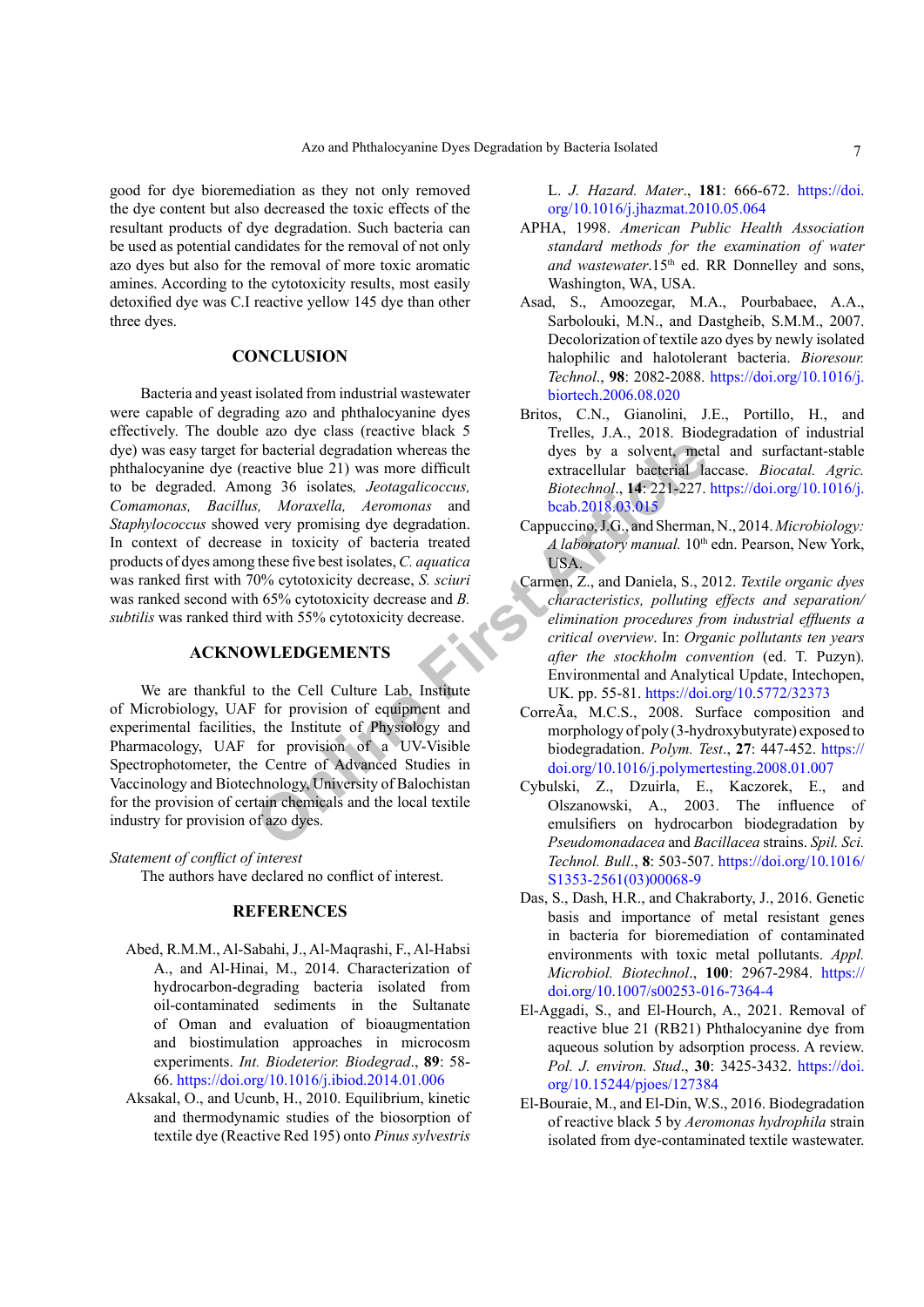good for dye bioremediation as they not only removed the dye content but also decreased the toxic effects of the resultant products of dye degradation. Such bacteria can be used as potential candidates for the removal of not only azo dyes but also for the removal of more toxic aromatic amines. According to the cytotoxicity results, most easily detoxified dye was C.I reactive yellow 145 dye than other three dyes.

## CONCLUSION

Bacteria and yeast isolated from industrial wastewater were capable of degrading azo and phthalocyanine dyes effectively. The double azo dye class (reactive black 5 dye) was easy target for bacterial degradation whereas the phthalocyanine dye (reactive blue 21) was more difficult to be degraded. Among 36 isolates, *Jeotagalicoccus, Comamonas, Bacillus, Moraxella, Aeromonas* and *Staphylococcus* showed very promising dye degradation. In context of decrease in toxicity of bacteria treated products of dyes among these five best isolates, *C. aquatica* was ranked first with 70% cytotoxicity decrease, *S. sciuri* was ranked second with 65% cytotoxicity decrease and *B. subtilis* was ranked third with 55% cytotoxicity decrease.

## ACKNOWLEDGEMENTS

We are thankful to the Cell Culture Lab, Institute of Microbiology, UAF for provision of equipment and experimental facilities, the Institute of Physiology and Pharmacology, UAF for provision of a UV-Visible Spectrophotometer, the Centre of Advanced Studies in Vaccinology and Biotechnology, University of Balochistan for the provision of certain chemicals and the local textile industry for provision of azo dyes.

*Statement of conflict of interest*

The authors have declared no conflict of interest.

## REFERENCES

Abed, R.M.M., Al-Sabahi, J., Al-Maqrashi, F., Al-Habsi A., and Al-Hinai, M., 2014. Characterization of hydrocarbon-degrading bacteria isolated from oil-contaminated sediments in the Sultanate of Oman and evaluation of bioaugmentation and biostimulation approaches in microcosm experiments. *Int. Biodeterior. Biodegrad*., **89**: 58-66. https://doi.org/10.1016/j.ibiod.2014.01.006

Aksakal, O., and Ucunb, H., 2010. Equilibrium, kinetic and thermodynamic studies of the biosorption of textile dye (Reactive Red 195) onto *Pinus sylvestris* L. *J. Hazard. Mater*., **181**: 666-672. https://doi.org/10.1016/j.jhazmat.2010.05.064

APHA, 1998. *American Public Health Association standard methods for the examination of water and wastewater*.15th ed. RR Donnelley and sons, Washington, WA, USA.

Asad, S., Amoozegar, M.A., Pourbabaee, A.A., Sarbolouki, M.N., and Dastgheib, S.M.M., 2007. Decolorization of textile azo dyes by newly isolated halophilic and halotolerant bacteria. *Bioresour. Technol*., **98**: 2082-2088. https://doi.org/10.1016/j.biortech.2006.08.020

Britos, C.N., Gianolini, J.E., Portillo, H., and Trelles, J.A., 2018. Biodegradation of industrial dyes by a solvent, metal and surfactant-stable extracellular bacterial laccase. *Biocatal. Agric. Biotechnol*., **14**: 221-227. https://doi.org/10.1016/j.bcab.2018.03.015

Cappuccino, J.G., and Sherman, N., 2014. *Microbiology: A laboratory manual.* 10th edn. Pearson, New York, USA.

Carmen, Z., and Daniela, S., 2012. *Textile organic dyes characteristics, polluting effects and separation/elimination procedures from industrial effluents a critical overview*. In: *Organic pollutants ten years after the stockholm convention* (ed. T. Puzyn). Environmental and Analytical Update, Intechopen, UK. pp. 55-81. https://doi.org/10.5772/32373

CorreÃa, M.C.S., 2008. Surface composition and morphology of poly (3-hydroxybutyrate) exposed to biodegradation. *Polym. Test*., **27**: 447-452. https://doi.org/10.1016/j.polymertesting.2008.01.007

Cybulski, Z., Dzuirla, E., Kaczorek, E., and Olszanowski, A., 2003. The influence of emulsifiers on hydrocarbon biodegradation by *Pseudomonadacea* and *Bacillacea* strains. *Spil. Sci. Technol. Bull*., **8**: 503-507. https://doi.org/10.1016/S1353-2561(03)00068-9

Das, S., Dash, H.R., and Chakraborty, J., 2016. Genetic basis and importance of metal resistant genes in bacteria for bioremediation of contaminated environments with toxic metal pollutants. *Appl. Microbiol. Biotechnol*., **100**: 2967-2984. https://doi.org/10.1007/s00253-016-7364-4

El-Aggadi, S., and El-Hourch, A., 2021. Removal of reactive blue 21 (RB21) Phthalocyanine dye from aqueous solution by adsorption process. A review. *Pol. J. environ. Stud*., **30**: 3425-3432. https://doi.org/10.15244/pjoes/127384

El-Bouraie, M., and El-Din, W.S., 2016. Biodegradation of reactive black 5 by *Aeromonas hydrophila* strain isolated from dye-contaminated textile wastewater.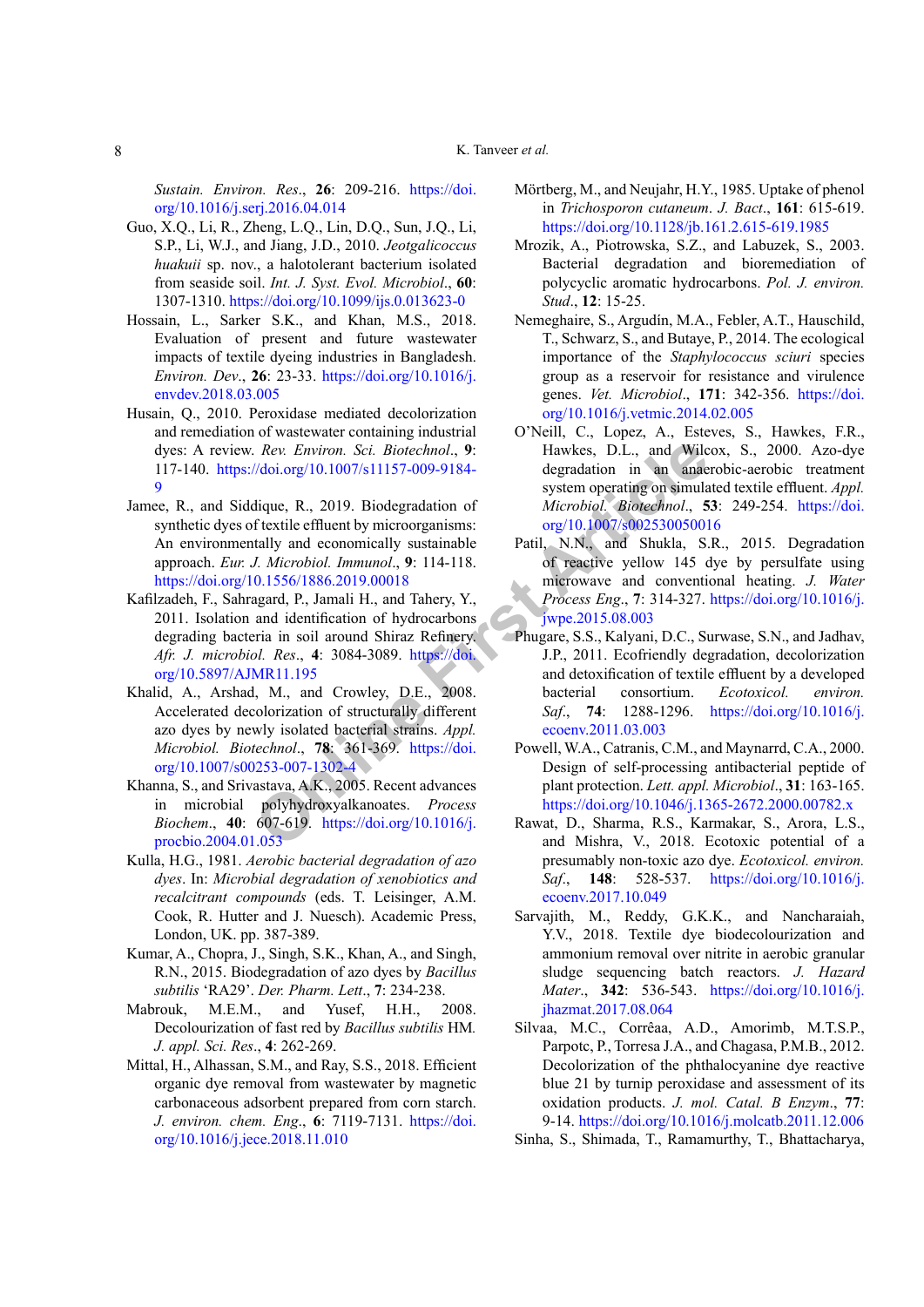*Sustain. Environ. Res*., **26**: 209-216. https://doi.org/10.1016/j.serj.2016.04.014

Guo, X.Q., Li, R., Zheng, L.Q., Lin, D.Q., Sun, J.Q., Li, S.P., Li, W.J., and Jiang, J.D., 2010. *Jeotgalicoccus huakuii* sp. nov., a halotolerant bacterium isolated from seaside soil. *Int. J. Syst. Evol. Microbiol*., **60**: 1307-1310. https://doi.org/10.1099/ijs.0.013623-0

Hossain, L., Sarker S.K., and Khan, M.S., 2018. Evaluation of present and future wastewater impacts of textile dyeing industries in Bangladesh. *Environ. Dev*., **26**: 23-33. https://doi.org/10.1016/j.envdev.2018.03.005

Husain, Q., 2010. Peroxidase mediated decolorization and remediation of wastewater containing industrial dyes: A review. *Rev. Environ. Sci. Biotechnol*., **9**: 117-140. https://doi.org/10.1007/s11157-009-9184-9

Jamee, R., and Siddique, R., 2019. Biodegradation of synthetic dyes of textile effluent by microorganisms: An environmentally and economically sustainable approach. *Eur. J. Microbiol. Immunol*., **9**: 114-118. https://doi.org/10.1556/1886.2019.00018

Kafilzadeh, F., Sahragard, P., Jamali H., and Tahery, Y., 2011. Isolation and identification of hydrocarbons degrading bacteria in soil around Shiraz Refinery. *Afr. J. microbiol. Res*., **4**: 3084-3089. https://doi.org/10.5897/AJMR11.195

Khalid, A., Arshad, M., and Crowley, D.E., 2008. Accelerated decolorization of structurally different azo dyes by newly isolated bacterial strains. *Appl. Microbiol. Biotechnol*., **78**: 361-369. https://doi.org/10.1007/s00253-007-1302-4

Khanna, S., and Srivastava, A.K., 2005. Recent advances in microbial polyhydroxyalkanoates. *Process Biochem*., **40**: 607-619. https://doi.org/10.1016/j.procbio.2004.01.053

Kulla, H.G., 1981. *Aerobic bacterial degradation of azo dyes*. In: *Microbial degradation of xenobiotics and recalcitrant compounds* (eds. T. Leisinger, A.M. Cook, R. Hutter and J. Nuesch). Academic Press, London, UK. pp. 387-389.

Kumar, A., Chopra, J., Singh, S.K., Khan, A., and Singh, R.N., 2015. Biodegradation of azo dyes by *Bacillus subtilis* 'RA29'. *Der. Pharm. Lett*., **7**: 234-238.

Mabrouk, M.E.M., and Yusef, H.H., 2008. Decolourization of fast red by *Bacillus subtilis* HM. *J. appl. Sci. Res*., **4**: 262-269.

Mittal, H., Alhassan, S.M., and Ray, S.S., 2018. Efficient organic dye removal from wastewater by magnetic carbonaceous adsorbent prepared from corn starch. *J. environ. chem. Eng*., **6**: 7119-7131. https://doi.org/10.1016/j.jece.2018.11.010

Mörtberg, M., and Neujahr, H.Y., 1985. Uptake of phenol in *Trichosporon cutaneum*. *J. Bact*., **161**: 615-619. https://doi.org/10.1128/jb.161.2.615-619.1985

Mrozik, A., Piotrowska, S.Z., and Labuzek, S., 2003. Bacterial degradation and bioremediation of polycyclic aromatic hydrocarbons. *Pol. J. environ. Stud*., **12**: 15-25.

Nemeghaire, S., Argudín, M.A., Febler, A.T., Hauschild, T., Schwarz, S., and Butaye, P., 2014. The ecological importance of the *Staphylococcus sciuri* species group as a reservoir for resistance and virulence genes. *Vet. Microbiol*., **171**: 342-356. https://doi.org/10.1016/j.vetmic.2014.02.005

O'Neill, C., Lopez, A., Esteves, S., Hawkes, F.R., Hawkes, D.L., and Wilcox, S., 2000. Azo-dye degradation in an anaerobic-aerobic treatment system operating on simulated textile effluent. *Appl. Microbiol. Biotechnol*., **53**: 249-254. https://doi.org/10.1007/s002530050016

Patil, N.N., and Shukla, S.R., 2015. Degradation of reactive yellow 145 dye by persulfate using microwave and conventional heating. *J. Water Process Eng*., **7**: 314-327. https://doi.org/10.1016/j.jwpe.2015.08.003

Phugare, S.S., Kalyani, D.C., Surwase, S.N., and Jadhav, J.P., 2011. Ecofriendly degradation, decolorization and detoxification of textile effluent by a developed bacterial consortium. *Ecotoxicol. environ. Saf*., **74**: 1288-1296. https://doi.org/10.1016/j.ecoenv.2011.03.003

Powell, W.A., Catranis, C.M., and Maynarrd, C.A., 2000. Design of self-processing antibacterial peptide of plant protein. *Lett. appl. Microbiol*., **31**: 163-165. https://doi.org/10.1046/j.1365-2672.2000.00782.x

Rawat, D., Sharma, R.S., Karmakar, S., Arora, L.S., and Mishra, V., 2018. Ecotoxic potential of a presumably non-toxic azo dye. *Ecotoxicol. environ. Saf*., **148**: 528-537. https://doi.org/10.1016/j.ecoenv.2017.10.049

Sarvajith, M., Reddy, G.K.K., and Nancharaiah, Y.V., 2018. Textile dye biodecolourization and ammonium removal over nitrite in aerobic granular sludge sequencing batch reactors. *J. Hazard Mater*., **342**: 536-543. https://doi.org/10.1016/j.jhazmat.2017.08.064

Silvaa, M.C., Corrêaa, A.D., Amorimb, M.T.S.P., Parpotc, P., Torresa J.A., and Chagasa, P.M.B., 2012. Decolorization of the phthalocyanine dye reactive blue 21 by turnip peroxidase and assessment of its oxidation products. *J. mol. Catal. B Enzym*., **77**: 9-14. https://doi.org/10.1016/j.molcatb.2011.12.006

Sinha, S., Shimada, T., Ramamurthy, T., Bhattacharya,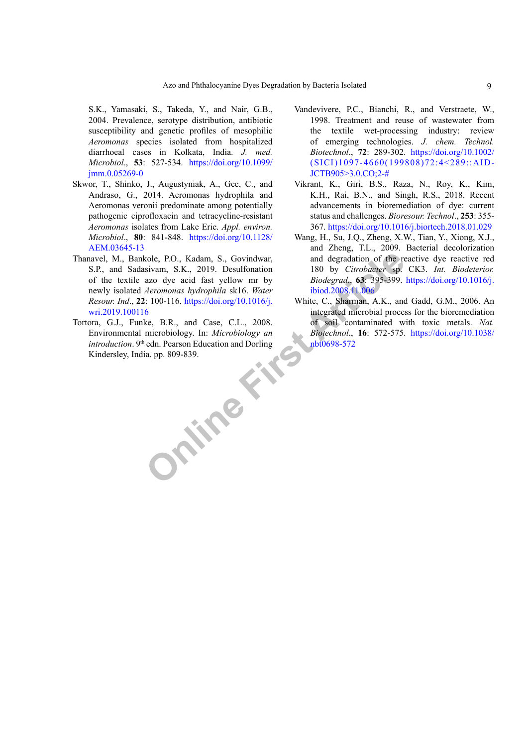S.K., Yamasaki, S., Takeda, Y., and Nair, G.B., 2004. Prevalence, serotype distribution, antibiotic susceptibility and genetic profiles of mesophilic *Aeromonas* species isolated from hospitalized diarrhoeal cases in Kolkata, India. *J. med. Microbiol*., **53**: 527-534. https://doi.org/10.1099/jmm.0.05269-0

Skwor, T., Shinko, J., Augustyniak, A., Gee, C., and Andraso, G., 2014. Aeromonas hydrophila and Aeromonas veronii predominate among potentially pathogenic ciprofloxacin and tetracycline-resistant *Aeromonas* isolates from Lake Erie. *Appl. environ. Microbiol*., **80**: 841-848. https://doi.org/10.1128/AEM.03645-13

Thanavel, M., Bankole, P.O., Kadam, S., Govindwar, S.P., and Sadasivam, S.K., 2019. Desulfonation of the textile azo dye acid fast yellow mr by newly isolated *Aeromonas hydrophila* sk16. *Water Resour. Ind*., **22**: 100-116. https://doi.org/10.1016/j.wri.2019.100116

Tortora, G.J., Funke, B.R., and Case, C.L., 2008. Environmental microbiology. In: *Microbiology an introduction*. 9th edn. Pearson Education and Dorling Kindersley, India. pp. 809-839.

Vandevivere, P.C., Bianchi, R., and Verstraete, W., 1998. Treatment and reuse of wastewater from the textile wet-processing industry: review of emerging technologies. *J. chem. Technol. Biotechnol*., **72**: 289-302. https://doi.org/10.1002/(SICI)1097-4660(199808)72:4<289::AID-JCTB905>3.0.CO;2-#

Vikrant, K., Giri, B.S., Raza, N., Roy, K., Kim, K.H., Rai, B.N., and Singh, R.S., 2018. Recent advancements in bioremediation of dye: current status and challenges. *Bioresour. Technol*., **253**: 355-367. https://doi.org/10.1016/j.biortech.2018.01.029

Wang, H., Su, J.Q., Zheng, X.W., Tian, Y., Xiong, X.J., and Zheng, T.L., 2009. Bacterial decolorization and degradation of the reactive dye reactive red 180 by *Citrobacter* sp. CK3. *Int. Biodeterior. Biodegrad*., **63**: 395-399. https://doi.org/10.1016/j.ibiod.2008.11.006

White, C., Sharman, A.K., and Gadd, G.M., 2006. An integrated microbial process for the bioremediation of soil contaminated with toxic metals. *Nat. Biotechnol*., **16**: 572-575. https://doi.org/10.1038/nbt0698-572